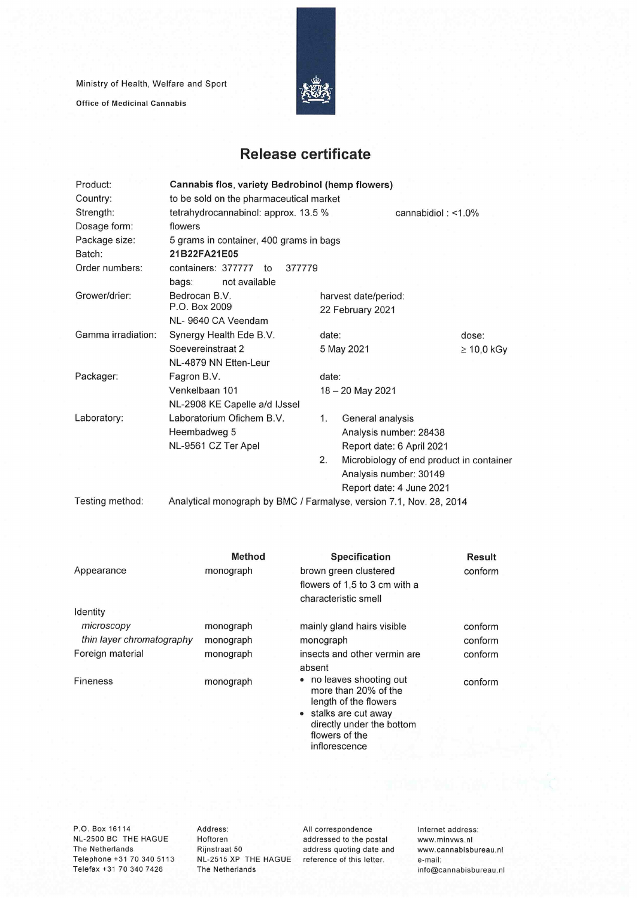Ministry of Health, Welfare and Sport

**Office of Medicinal Cannabis**

# Release certificate

| | | | |
|---|---|---|---|
| Product: | **Cannabis flos, variety Bedrobinol (hemp flowers)** | | |
| Country: | to be sold on the pharmaceutical market | | |
| Strength: | tetrahydrocannabinol: approx. 13.5 % | cannabidiol : <1.0% | |
| Dosage form: | flowers | | |
| Package size: | 5 grams in container, 400 grams in bags | | |
| Batch: | **21B22FA21E05** | | |
| Order numbers: | containers: 377777 to 377779<br>bags: not available | | |
| Grower/drier: | Bedrocan B.V.<br>P.O. Box 2009<br>NL- 9640 CA Veendam | harvest date/period:<br>22 February 2021 | |
| Gamma irradiation: | Synergy Health Ede B.V.<br>Soevereinstraat 2<br>NL-4879 NN Etten-Leur | date:<br>5 May 2021 | dose:<br>≥ 10,0 kGy |
| Packager: | Fagron B.V.<br>Venkelbaan 101<br>NL-2908 KE Capelle a/d IJssel | date:<br>18 – 20 May 2021 | |
| Laboratory: | Laboratorium Ofichem B.V.<br>Heembadweg 5<br>NL-9561 CZ Ter Apel | 1. General analysis<br>Analysis number: 28438<br>Report date: 6 April 2021<br>2. Microbiology of end product in container<br>Analysis number: 30149<br>Report date: 4 June 2021 | |
| Testing method: | Analytical monograph by BMC / Farmalyse, version 7.1, Nov. 28, 2014 | | |

| | Method | Specification | Result |
|---|---|---|---|
| Appearance | monograph | brown green clustered flowers of 1,5 to 3 cm with a characteristic smell | conform |
| Identity | | | |
| *microscopy* | monograph | mainly gland hairs visible | conform |
| *thin layer chromatography* | monograph | monograph | conform |
| Foreign material | monograph | insects and other vermin are absent | conform |
| Fineness | monograph | • no leaves shooting out more than 20% of the length of the flowers<br>• stalks are cut away directly under the bottom flowers of the inflorescence | conform |

P.O. Box 16114
NL-2500 BC THE HAGUE
The Netherlands
Telephone +31 70 340 5113
Telefax +31 70 340 7426

Address:
Hoftoren
Rijnstraat 50
NL-2515 XP THE HAGUE
The Netherlands

All correspondence addressed to the postal address quoting date and reference of this letter.

Internet address:
www.minvws.nl
www.cannabisbureau.nl
e-mail:
info@cannabisbureau.nl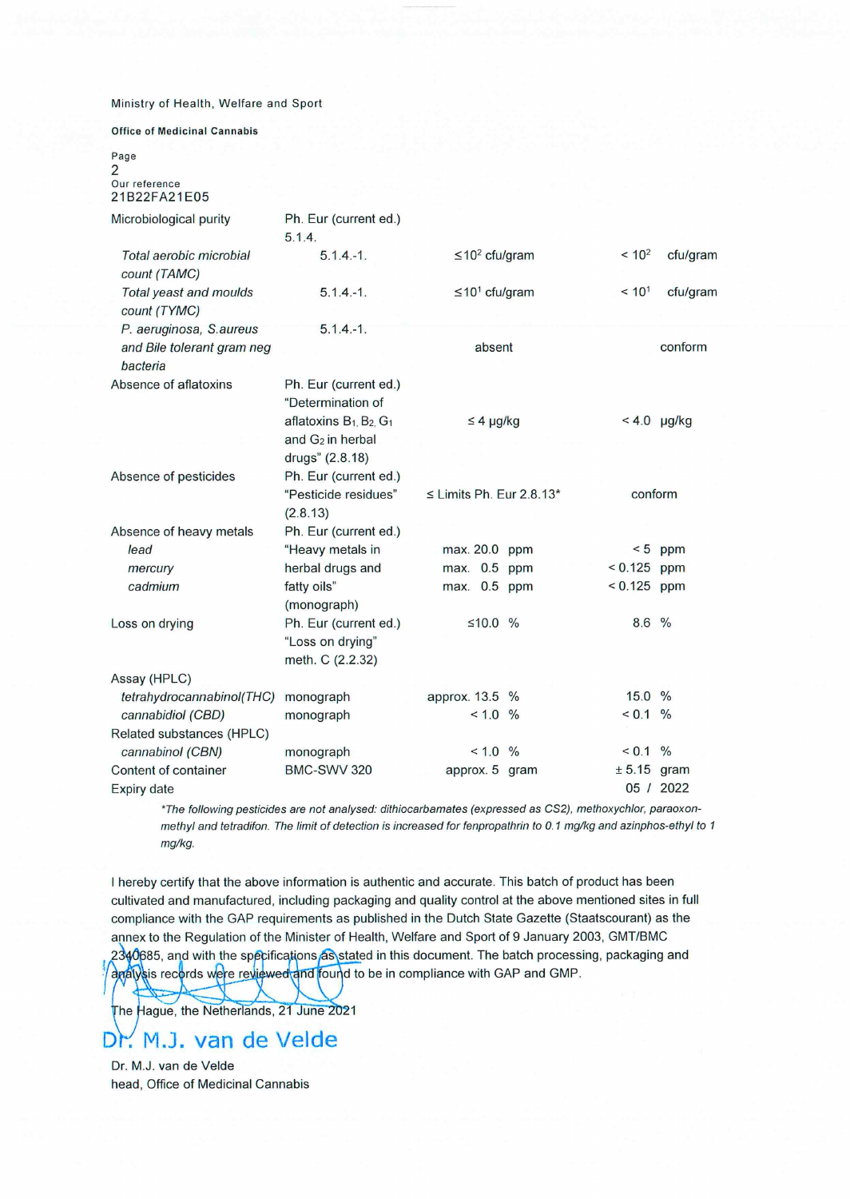Ministry of Health, Welfare and Sport

**Office of Medicinal Cannabis**

Page
2

Our reference
21B22FA21E05

| | | | |
|---|---|---|---|
| Microbiological purity | Ph. Eur (current ed.) 5.1.4. | | |
| *Total aerobic microbial count (TAMC)* | 5.1.4.-1. | $\leq 10^2$ cfu/gram | $< 10^2$ cfu/gram |
| *Total yeast and moulds count (TYMC)* | 5.1.4.-1. | $\leq 10^1$ cfu/gram | $< 10^1$ cfu/gram |
| *P. aeruginosa, S.aureus and Bile tolerant gram neg bacteria* | 5.1.4.-1. | absent | conform |
| Absence of aflatoxins | Ph. Eur (current ed.) "Determination of aflatoxins $B_1$, $B_2$, $G_1$ and $G_2$ in herbal drugs" (2.8.18) | ≤ 4 µg/kg | < 4.0 µg/kg |
| Absence of pesticides | Ph. Eur (current ed.) "Pesticide residues" (2.8.13) | ≤ Limits Ph. Eur 2.8.13* | conform |
| Absence of heavy metals | Ph. Eur (current ed.) "Heavy metals in herbal drugs and fatty oils" (monograph) | | |
| *lead* | | max. 20.0 ppm | < 5 ppm |
| *mercury* | | max. 0.5 ppm | < 0.125 ppm |
| *cadmium* | | max. 0.5 ppm | < 0.125 ppm |
| Loss on drying | Ph. Eur (current ed.) "Loss on drying" meth. C (2.2.32) | ≤10.0 % | 8.6 % |
| Assay (HPLC) | | | |
| *tetrahydrocannabinol(THC)* | monograph | approx. 13.5 % | 15.0 % |
| *cannabidiol (CBD)* | monograph | < 1.0 % | < 0.1 % |
| Related substances (HPLC) | | | |
| *cannabinol (CBN)* | monograph | < 1.0 % | < 0.1 % |
| Content of container | BMC-SWV 320 | approx. 5 gram | ± 5.15 gram |
| Expiry date | | | 05 / 2022 |

*\*The following pesticides are not analysed: dithiocarbamates (expressed as CS2), methoxychlor, paraoxon-methyl and tetradifon. The limit of detection is increased for fenpropathrin to 0.1 mg/kg and azinphos-ethyl to 1 mg/kg.*

I hereby certify that the above information is authentic and accurate. This batch of product has been cultivated and manufactured, including packaging and quality control at the above mentioned sites in full compliance with the GAP requirements as published in the Dutch State Gazette (Staatscourant) as the annex to the Regulation of the Minister of Health, Welfare and Sport of 9 January 2003, GMT/BMC 2340685, and with the specifications as stated in this document. The batch processing, packaging and analysis records were reviewed and found to be in compliance with GAP and GMP.

The Hague, the Netherlands, 21 June 2021

Dr. M.J. van de Velde

Dr. M.J. van de Velde
head, Office of Medicinal Cannabis